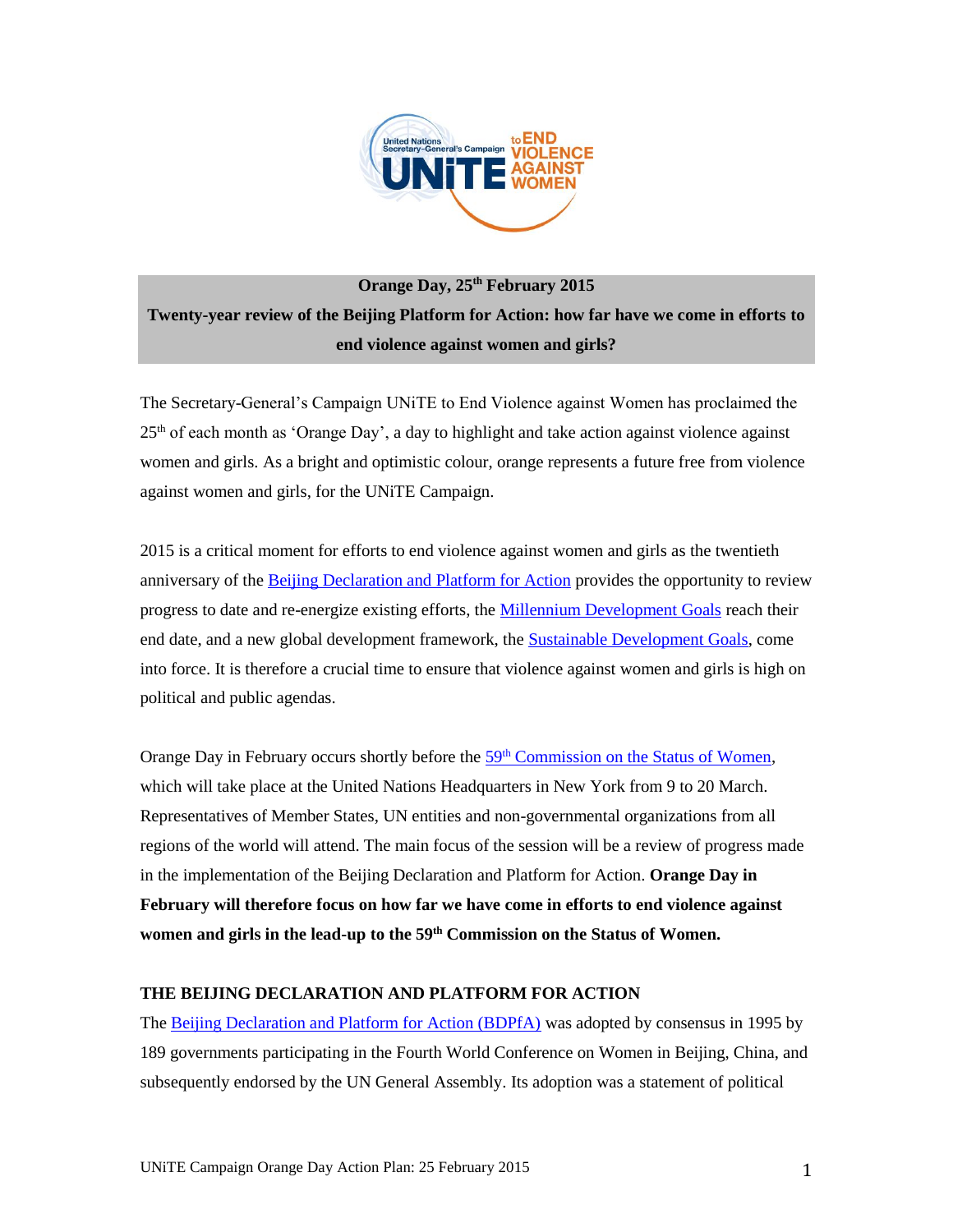**Orange Day, 25th February 2015**

**Twenty-year review of the Beijing Platform for Action: how far have we come in efforts to end violence against women and girls?**

The Secretary-General's Campaign UNiTE to End Violence against Women has proclaimed the 25th of each month as 'Orange Day', a day to highlight and take action against violence against women and girls. As a bright and optimistic colour, orange represents a future free from violence against women and girls, for the UNiTE Campaign.

2015 is a critical moment for efforts to end violence against women and girls as the twentieth anniversary of the Beijing Declaration and Platform for Action provides the opportunity to review progress to date and re-energize existing efforts, the Millennium Development Goals reach their end date, and a new global development framework, the Sustainable Development Goals, come into force. It is therefore a crucial time to ensure that violence against women and girls is high on political and public agendas.

Orange Day in February occurs shortly before the 59th Commission on the Status of Women, which will take place at the United Nations Headquarters in New York from 9 to 20 March. Representatives of Member States, UN entities and non-governmental organizations from all regions of the world will attend. The main focus of the session will be a review of progress made in the implementation of the Beijing Declaration and Platform for Action. **Orange Day in February will therefore focus on how far we have come in efforts to end violence against women and girls in the lead-up to the 59th Commission on the Status of Women.**

## THE BEIJING DECLARATION AND PLATFORM FOR ACTION

The Beijing Declaration and Platform for Action (BDPfA) was adopted by consensus in 1995 by 189 governments participating in the Fourth World Conference on Women in Beijing, China, and subsequently endorsed by the UN General Assembly. Its adoption was a statement of political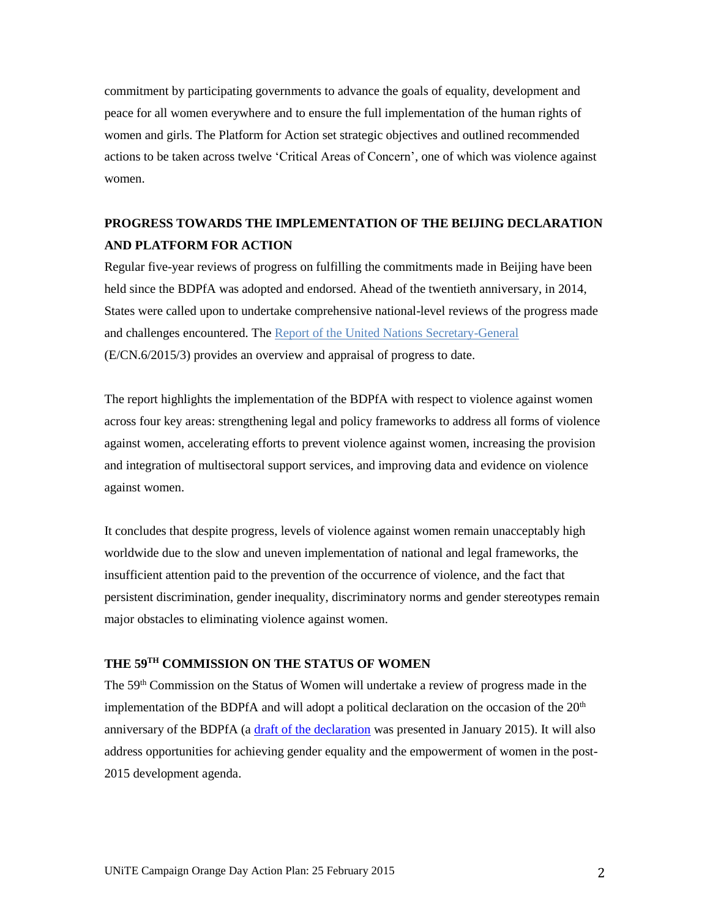commitment by participating governments to advance the goals of equality, development and peace for all women everywhere and to ensure the full implementation of the human rights of women and girls. The Platform for Action set strategic objectives and outlined recommended actions to be taken across twelve 'Critical Areas of Concern', one of which was violence against women.

## PROGRESS TOWARDS THE IMPLEMENTATION OF THE BEIJING DECLARATION AND PLATFORM FOR ACTION

Regular five-year reviews of progress on fulfilling the commitments made in Beijing have been held since the BDPfA was adopted and endorsed. Ahead of the twentieth anniversary, in 2014, States were called upon to undertake comprehensive national-level reviews of the progress made and challenges encountered. The Report of the United Nations Secretary-General (E/CN.6/2015/3) provides an overview and appraisal of progress to date.

The report highlights the implementation of the BDPfA with respect to violence against women across four key areas: strengthening legal and policy frameworks to address all forms of violence against women, accelerating efforts to prevent violence against women, increasing the provision and integration of multisectoral support services, and improving data and evidence on violence against women.

It concludes that despite progress, levels of violence against women remain unacceptably high worldwide due to the slow and uneven implementation of national and legal frameworks, the insufficient attention paid to the prevention of the occurrence of violence, and the fact that persistent discrimination, gender inequality, discriminatory norms and gender stereotypes remain major obstacles to eliminating violence against women.

## THE 59TH COMMISSION ON THE STATUS OF WOMEN

The 59th Commission on the Status of Women will undertake a review of progress made in the implementation of the BDPfA and will adopt a political declaration on the occasion of the 20th anniversary of the BDPfA (a draft of the declaration was presented in January 2015). It will also address opportunities for achieving gender equality and the empowerment of women in the post-2015 development agenda.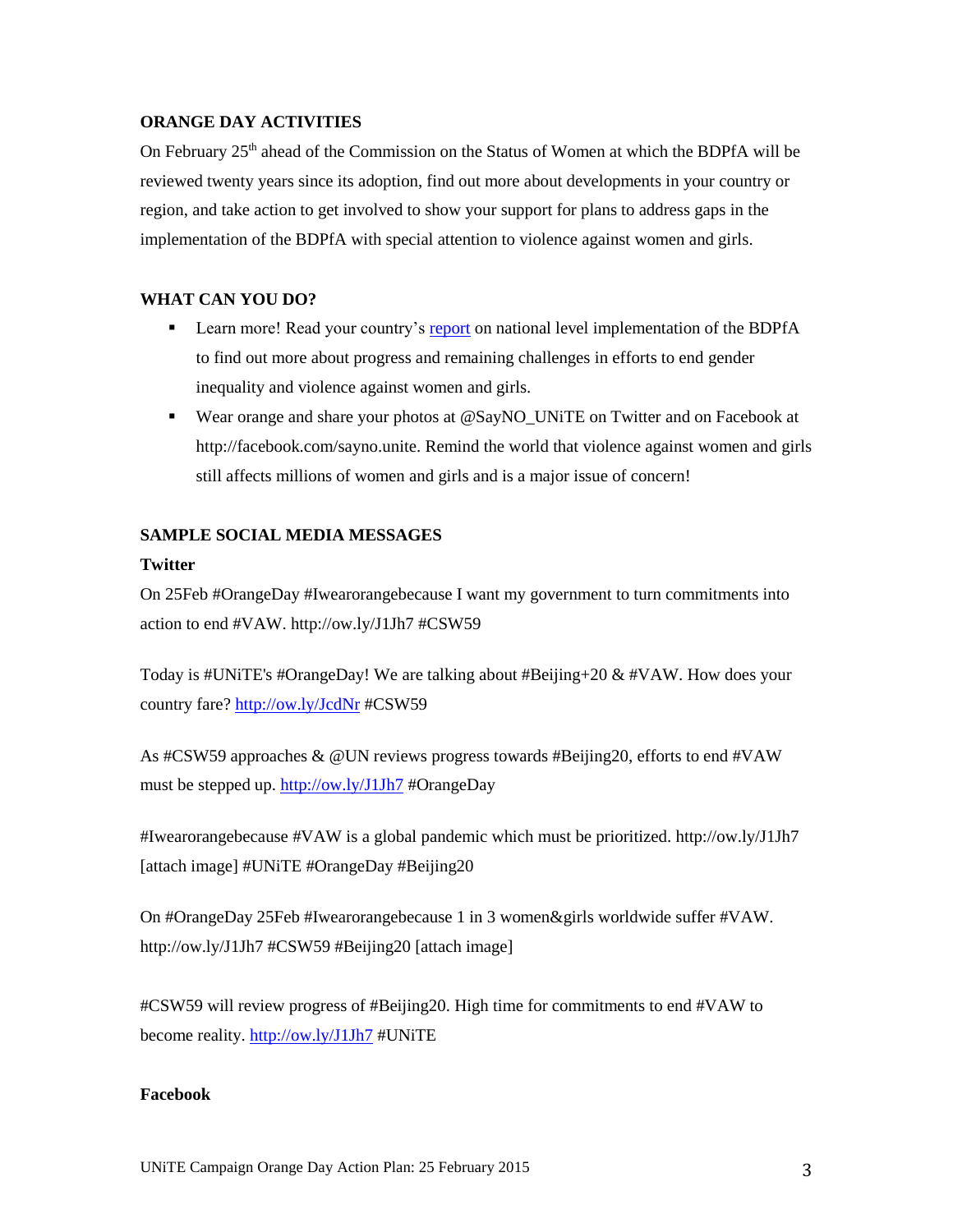**ORANGE DAY ACTIVITIES**

On February 25th ahead of the Commission on the Status of Women at which the BDPfA will be reviewed twenty years since its adoption, find out more about developments in your country or region, and take action to get involved to show your support for plans to address gaps in the implementation of the BDPfA with special attention to violence against women and girls.

**WHAT CAN YOU DO?**

- Learn more! Read your country's report on national level implementation of the BDPfA to find out more about progress and remaining challenges in efforts to end gender inequality and violence against women and girls.
- Wear orange and share your photos at @SayNO_UNiTE on Twitter and on Facebook at http://facebook.com/sayno.unite. Remind the world that violence against women and girls still affects millions of women and girls and is a major issue of concern!

**SAMPLE SOCIAL MEDIA MESSAGES**

**Twitter**

On 25Feb #OrangeDay #Iwearorangebecause I want my government to turn commitments into action to end #VAW. http://ow.ly/J1Jh7 #CSW59

Today is #UNiTE's #OrangeDay! We are talking about #Beijing+20 & #VAW. How does your country fare? http://ow.ly/JcdNr #CSW59

As #CSW59 approaches & @UN reviews progress towards #Beijing20, efforts to end #VAW must be stepped up. http://ow.ly/J1Jh7 #OrangeDay

#Iwearorangebecause #VAW is a global pandemic which must be prioritized. http://ow.ly/J1Jh7 [attach image] #UNiTE #OrangeDay #Beijing20

On #OrangeDay 25Feb #Iwearorangebecause 1 in 3 women&girls worldwide suffer #VAW. http://ow.ly/J1Jh7 #CSW59 #Beijing20 [attach image]

#CSW59 will review progress of #Beijing20. High time for commitments to end #VAW to become reality. http://ow.ly/J1Jh7 #UNiTE

**Facebook**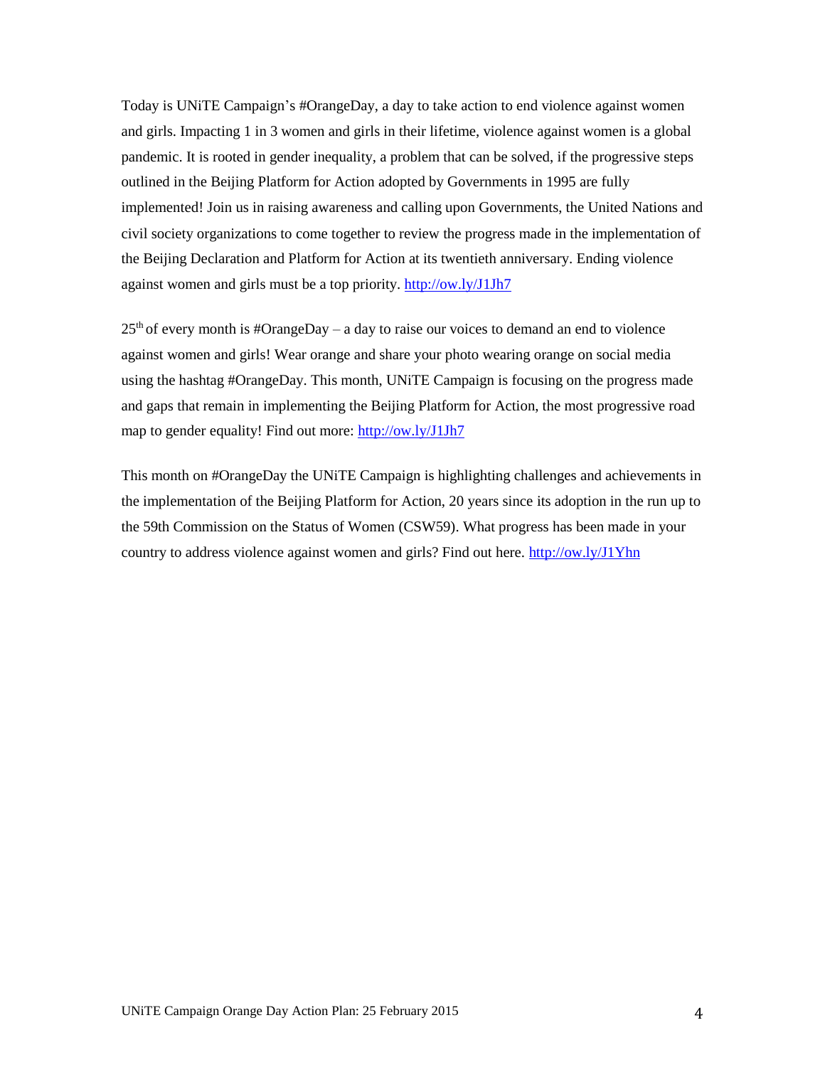Today is UNiTE Campaign's #OrangeDay, a day to take action to end violence against women and girls. Impacting 1 in 3 women and girls in their lifetime, violence against women is a global pandemic. It is rooted in gender inequality, a problem that can be solved, if the progressive steps outlined in the Beijing Platform for Action adopted by Governments in 1995 are fully implemented! Join us in raising awareness and calling upon Governments, the United Nations and civil society organizations to come together to review the progress made in the implementation of the Beijing Declaration and Platform for Action at its twentieth anniversary. Ending violence against women and girls must be a top priority. http://ow.ly/J1Jh7

25th of every month is #OrangeDay – a day to raise our voices to demand an end to violence against women and girls! Wear orange and share your photo wearing orange on social media using the hashtag #OrangeDay. This month, UNiTE Campaign is focusing on the progress made and gaps that remain in implementing the Beijing Platform for Action, the most progressive road map to gender equality! Find out more: http://ow.ly/J1Jh7

This month on #OrangeDay the UNiTE Campaign is highlighting challenges and achievements in the implementation of the Beijing Platform for Action, 20 years since its adoption in the run up to the 59th Commission on the Status of Women (CSW59). What progress has been made in your country to address violence against women and girls? Find out here. http://ow.ly/J1Yhn